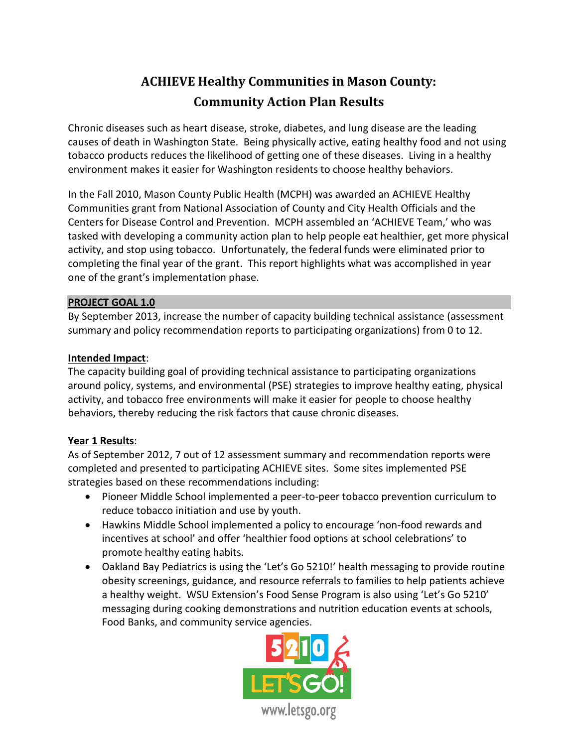# ACHIEVE Healthy Communities in Mason County: Community Action Plan Results

Chronic diseases such as heart disease, stroke, diabetes, and lung disease are the leading causes of death in Washington State. Being physically active, eating healthy food and not using tobacco products reduces the likelihood of getting one of these diseases. Living in a healthy environment makes it easier for Washington residents to choose healthy behaviors.

In the Fall 2010, Mason County Public Health (MCPH) was awarded an ACHIEVE Healthy Communities grant from National Association of County and City Health Officials and the Centers for Disease Control and Prevention. MCPH assembled an 'ACHIEVE Team,' who was tasked with developing a community action plan to help people eat healthier, get more physical activity, and stop using tobacco. Unfortunately, the federal funds were eliminated prior to completing the final year of the grant. This report highlights what was accomplished in year one of the grant's implementation phase.

## PROJECT GOAL 1.0

By September 2013, increase the number of capacity building technical assistance (assessment summary and policy recommendation reports to participating organizations) from 0 to 12.

**Intended Impact**:

The capacity building goal of providing technical assistance to participating organizations around policy, systems, and environmental (PSE) strategies to improve healthy eating, physical activity, and tobacco free environments will make it easier for people to choose healthy behaviors, thereby reducing the risk factors that cause chronic diseases.

**Year 1 Results**:

As of September 2012, 7 out of 12 assessment summary and recommendation reports were completed and presented to participating ACHIEVE sites. Some sites implemented PSE strategies based on these recommendations including:

- Pioneer Middle School implemented a peer-to-peer tobacco prevention curriculum to reduce tobacco initiation and use by youth.
- Hawkins Middle School implemented a policy to encourage 'non-food rewards and incentives at school' and offer 'healthier food options at school celebrations' to promote healthy eating habits.
- Oakland Bay Pediatrics is using the 'Let's Go 5210!' health messaging to provide routine obesity screenings, guidance, and resource referrals to families to help patients achieve a healthy weight. WSU Extension's Food Sense Program is also using 'Let's Go 5210' messaging during cooking demonstrations and nutrition education events at schools, Food Banks, and community service agencies.

5210 LET'S GO!
www.letsgo.org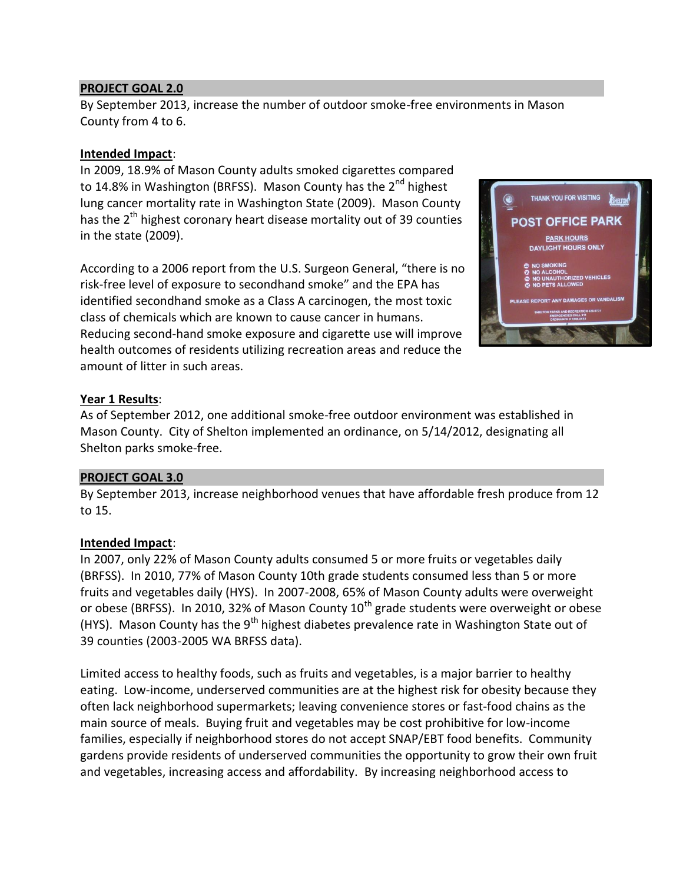**PROJECT GOAL 2.0**

By September 2013, increase the number of outdoor smoke-free environments in Mason County from 4 to 6.

**Intended Impact**:

In 2009, 18.9% of Mason County adults smoked cigarettes compared to 14.8% in Washington (BRFSS). Mason County has the 2nd highest lung cancer mortality rate in Washington State (2009). Mason County has the 2nd highest coronary heart disease mortality out of 39 counties in the state (2009).

According to a 2006 report from the U.S. Surgeon General, "there is no risk-free level of exposure to secondhand smoke" and the EPA has identified secondhand smoke as a Class A carcinogen, the most toxic class of chemicals which are known to cause cancer in humans. Reducing second-hand smoke exposure and cigarette use will improve health outcomes of residents utilizing recreation areas and reduce the amount of litter in such areas.

**Year 1 Results**:

As of September 2012, one additional smoke-free outdoor environment was established in Mason County. City of Shelton implemented an ordinance, on 5/14/2012, designating all Shelton parks smoke-free.

**PROJECT GOAL 3.0**

By September 2013, increase neighborhood venues that have affordable fresh produce from 12 to 15.

**Intended Impact**:

In 2007, only 22% of Mason County adults consumed 5 or more fruits or vegetables daily (BRFSS). In 2010, 77% of Mason County 10th grade students consumed less than 5 or more fruits and vegetables daily (HYS). In 2007-2008, 65% of Mason County adults were overweight or obese (BRFSS). In 2010, 32% of Mason County 10th grade students were overweight or obese (HYS). Mason County has the 9th highest diabetes prevalence rate in Washington State out of 39 counties (2003-2005 WA BRFSS data).

Limited access to healthy foods, such as fruits and vegetables, is a major barrier to healthy eating. Low-income, underserved communities are at the highest risk for obesity because they often lack neighborhood supermarkets; leaving convenience stores or fast-food chains as the main source of meals. Buying fruit and vegetables may be cost prohibitive for low-income families, especially if neighborhood stores do not accept SNAP/EBT food benefits. Community gardens provide residents of underserved communities the opportunity to grow their own fruit and vegetables, increasing access and affordability. By increasing neighborhood access to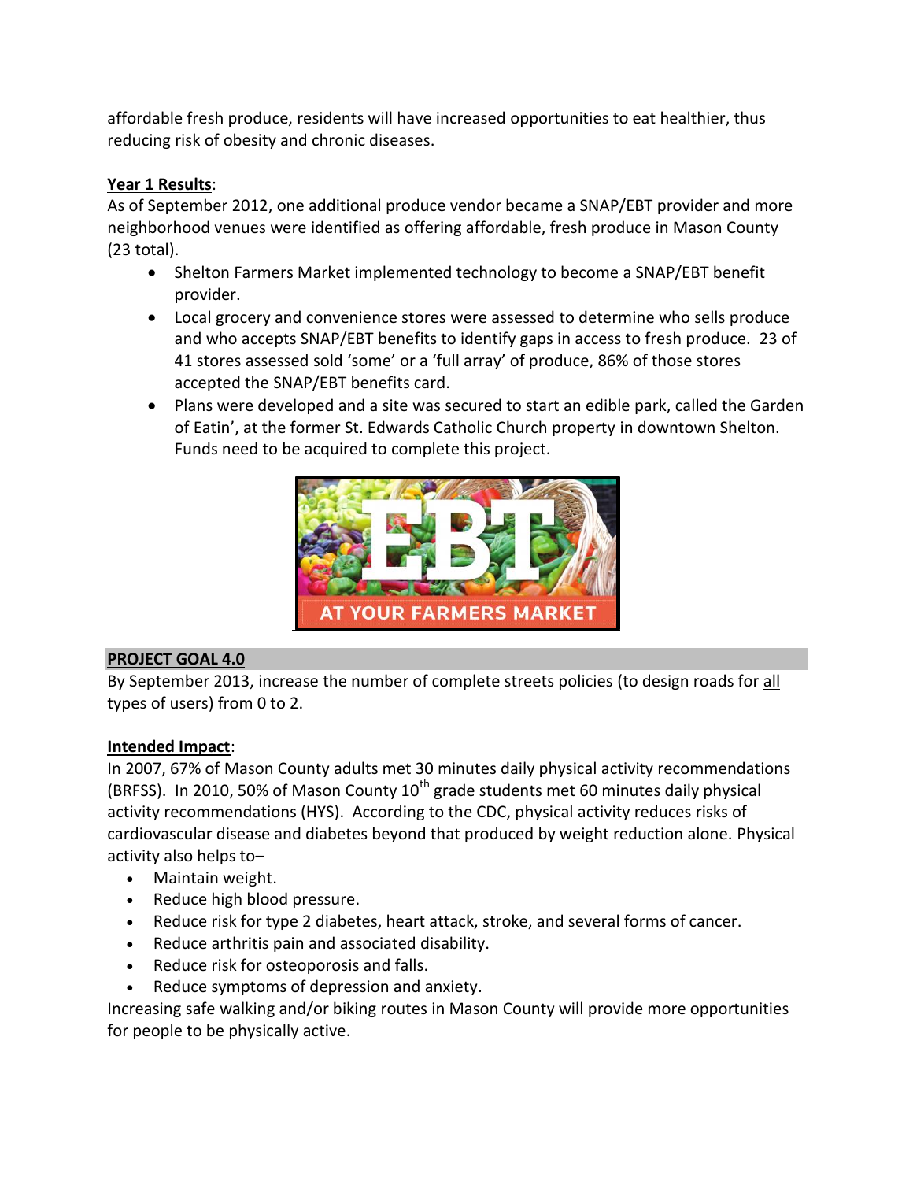affordable fresh produce, residents will have increased opportunities to eat healthier, thus reducing risk of obesity and chronic diseases.

**Year 1 Results**:
As of September 2012, one additional produce vendor became a SNAP/EBT provider and more neighborhood venues were identified as offering affordable, fresh produce in Mason County (23 total).

- Shelton Farmers Market implemented technology to become a SNAP/EBT benefit provider.
- Local grocery and convenience stores were assessed to determine who sells produce and who accepts SNAP/EBT benefits to identify gaps in access to fresh produce. 23 of 41 stores assessed sold 'some' or a 'full array' of produce, 86% of those stores accepted the SNAP/EBT benefits card.
- Plans were developed and a site was secured to start an edible park, called the Garden of Eatin', at the former St. Edwards Catholic Church property in downtown Shelton. Funds need to be acquired to complete this project.

## PROJECT GOAL 4.0

By September 2013, increase the number of complete streets policies (to design roads for all types of users) from 0 to 2.

**Intended Impact**:
In 2007, 67% of Mason County adults met 30 minutes daily physical activity recommendations (BRFSS). In 2010, 50% of Mason County 10th grade students met 60 minutes daily physical activity recommendations (HYS). According to the CDC, physical activity reduces risks of cardiovascular disease and diabetes beyond that produced by weight reduction alone. Physical activity also helps to–

- Maintain weight.
- Reduce high blood pressure.
- Reduce risk for type 2 diabetes, heart attack, stroke, and several forms of cancer.
- Reduce arthritis pain and associated disability.
- Reduce risk for osteoporosis and falls.
- Reduce symptoms of depression and anxiety.

Increasing safe walking and/or biking routes in Mason County will provide more opportunities for people to be physically active.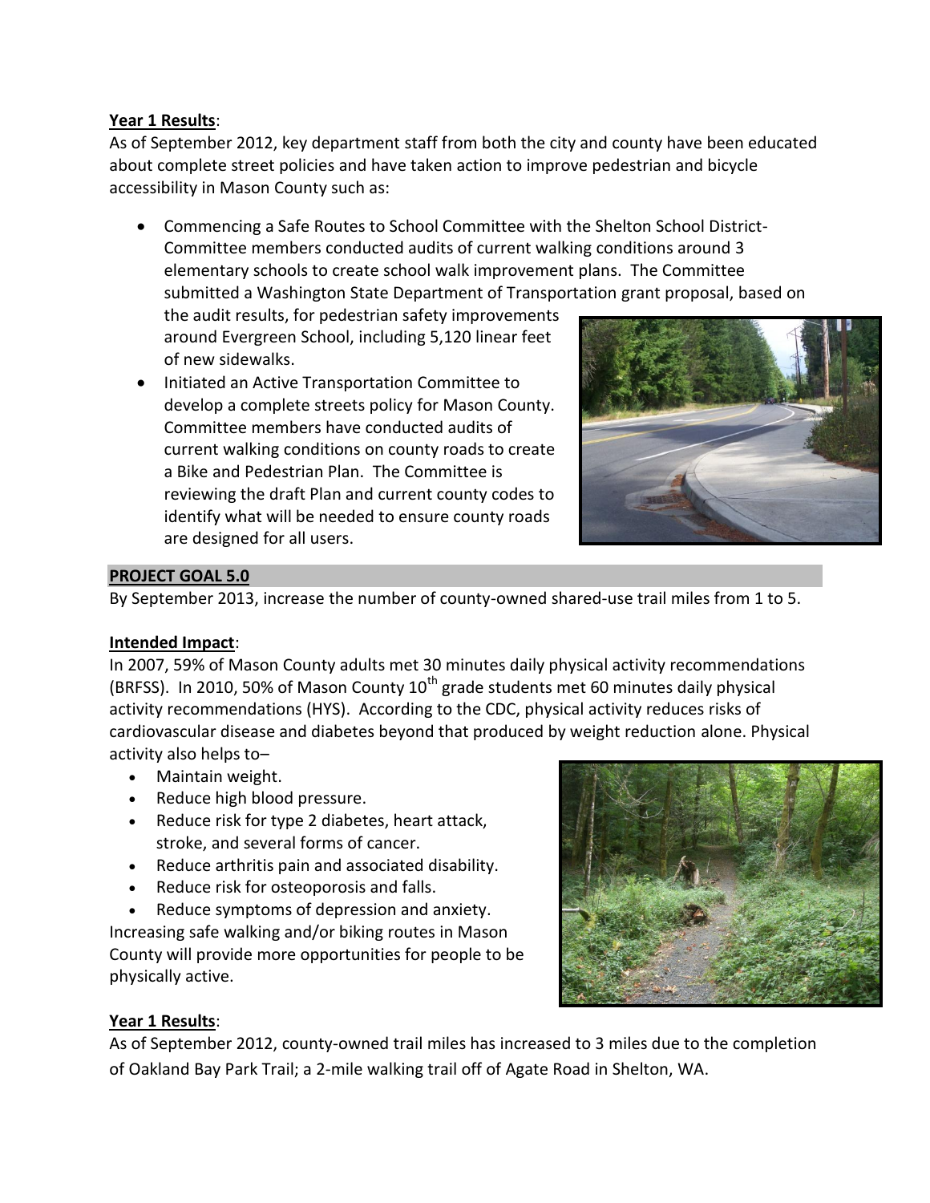**Year 1 Results**:

As of September 2012, key department staff from both the city and county have been educated about complete street policies and have taken action to improve pedestrian and bicycle accessibility in Mason County such as:

- Commencing a Safe Routes to School Committee with the Shelton School District- Committee members conducted audits of current walking conditions around 3 elementary schools to create school walk improvement plans. The Committee submitted a Washington State Department of Transportation grant proposal, based on the audit results, for pedestrian safety improvements around Evergreen School, including 5,120 linear feet of new sidewalks.
- Initiated an Active Transportation Committee to develop a complete streets policy for Mason County. Committee members have conducted audits of current walking conditions on county roads to create a Bike and Pedestrian Plan. The Committee is reviewing the draft Plan and current county codes to identify what will be needed to ensure county roads are designed for all users.

## PROJECT GOAL 5.0

By September 2013, increase the number of county-owned shared-use trail miles from 1 to 5.

**Intended Impact**:

In 2007, 59% of Mason County adults met 30 minutes daily physical activity recommendations (BRFSS). In 2010, 50% of Mason County 10th grade students met 60 minutes daily physical activity recommendations (HYS). According to the CDC, physical activity reduces risks of cardiovascular disease and diabetes beyond that produced by weight reduction alone. Physical activity also helps to–

- Maintain weight.
- Reduce high blood pressure.
- Reduce risk for type 2 diabetes, heart attack, stroke, and several forms of cancer.
- Reduce arthritis pain and associated disability.
- Reduce risk for osteoporosis and falls.
- Reduce symptoms of depression and anxiety.

Increasing safe walking and/or biking routes in Mason County will provide more opportunities for people to be physically active.

**Year 1 Results**:

As of September 2012, county-owned trail miles has increased to 3 miles due to the completion of Oakland Bay Park Trail; a 2-mile walking trail off of Agate Road in Shelton, WA.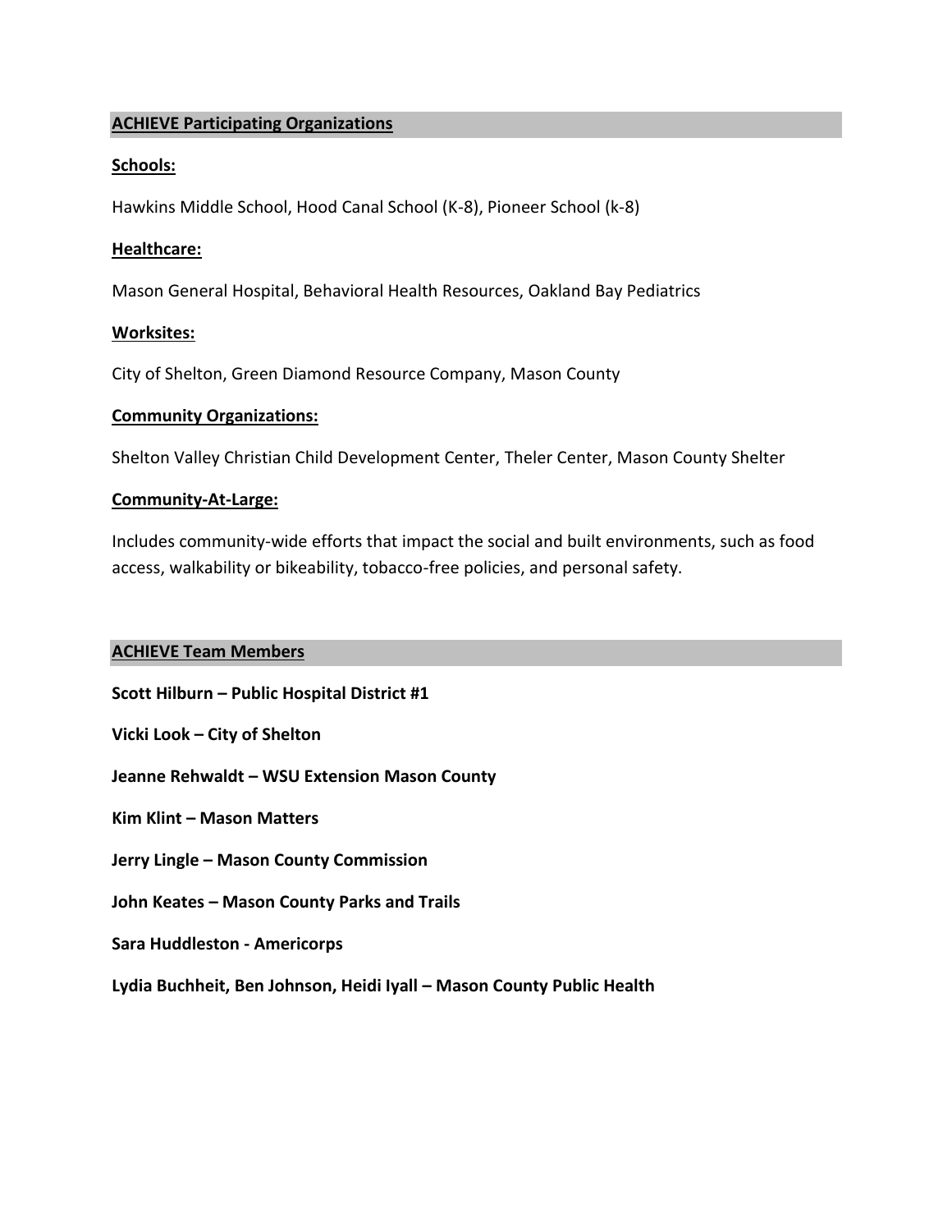## ACHIEVE Participating Organizations

### Schools:

Hawkins Middle School, Hood Canal School (K-8), Pioneer School (k-8)

### Healthcare:

Mason General Hospital, Behavioral Health Resources, Oakland Bay Pediatrics

### Worksites:

City of Shelton, Green Diamond Resource Company, Mason County

### Community Organizations:

Shelton Valley Christian Child Development Center, Theler Center, Mason County Shelter

### Community-At-Large:

Includes community-wide efforts that impact the social and built environments, such as food access, walkability or bikeability, tobacco-free policies, and personal safety.

## ACHIEVE Team Members

**Scott Hilburn – Public Hospital District #1**

**Vicki Look – City of Shelton**

**Jeanne Rehwaldt – WSU Extension Mason County**

**Kim Klint – Mason Matters**

**Jerry Lingle – Mason County Commission**

**John Keates – Mason County Parks and Trails**

**Sara Huddleston - Americorps**

**Lydia Buchheit, Ben Johnson, Heidi Iyall – Mason County Public Health**